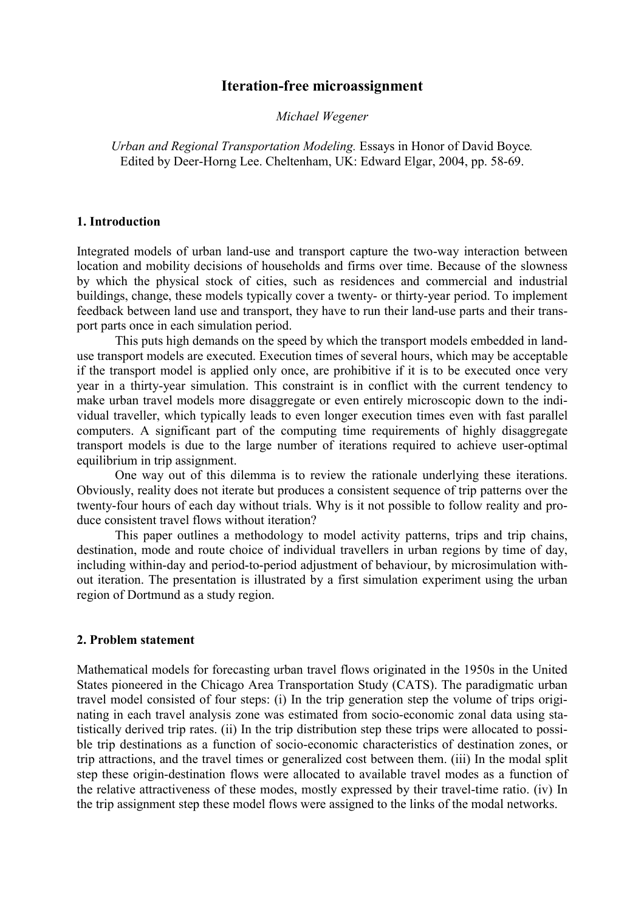# Iteration-free microassignment

*Michael Wegener*

*Urban and Regional Transportation Modeling.* Essays in Honor of David Boyce*.* Edited by Deer-Horng Lee. Cheltenham, UK: Edward Elgar, 2004, pp. 58-69.

## 1. Introduction

Integrated models of urban land-use and transport capture the two-way interaction between location and mobility decisions of households and firms over time. Because of the slowness by which the physical stock of cities, such as residences and commercial and industrial buildings, change, these models typically cover a twenty- or thirty-year period. To implement feedback between land use and transport, they have to run their land-use parts and their transport parts once in each simulation period.

This puts high demands on the speed by which the transport models embedded in land-use transport models are executed. Execution times of several hours, which may be acceptable if the transport model is applied only once, are prohibitive if it is to be executed once very year in a thirty-year simulation. This constraint is in conflict with the current tendency to make urban travel models more disaggregate or even entirely microscopic down to the individual traveller, which typically leads to even longer execution times even with fast parallel computers. A significant part of the computing time requirements of highly disaggregate transport models is due to the large number of iterations required to achieve user-optimal equilibrium in trip assignment.

One way out of this dilemma is to review the rationale underlying these iterations. Obviously, reality does not iterate but produces a consistent sequence of trip patterns over the twenty-four hours of each day without trials. Why is it not possible to follow reality and produce consistent travel flows without iteration?

This paper outlines a methodology to model activity patterns, trips and trip chains, destination, mode and route choice of individual travellers in urban regions by time of day, including within-day and period-to-period adjustment of behaviour, by microsimulation without iteration. The presentation is illustrated by a first simulation experiment using the urban region of Dortmund as a study region.

## 2. Problem statement

Mathematical models for forecasting urban travel flows originated in the 1950s in the United States pioneered in the Chicago Area Transportation Study (CATS). The paradigmatic urban travel model consisted of four steps: (i) In the trip generation step the volume of trips originating in each travel analysis zone was estimated from socio-economic zonal data using statistically derived trip rates. (ii) In the trip distribution step these trips were allocated to possible trip destinations as a function of socio-economic characteristics of destination zones, or trip attractions, and the travel times or generalized cost between them. (iii) In the modal split step these origin-destination flows were allocated to available travel modes as a function of the relative attractiveness of these modes, mostly expressed by their travel-time ratio. (iv) In the trip assignment step these model flows were assigned to the links of the modal networks.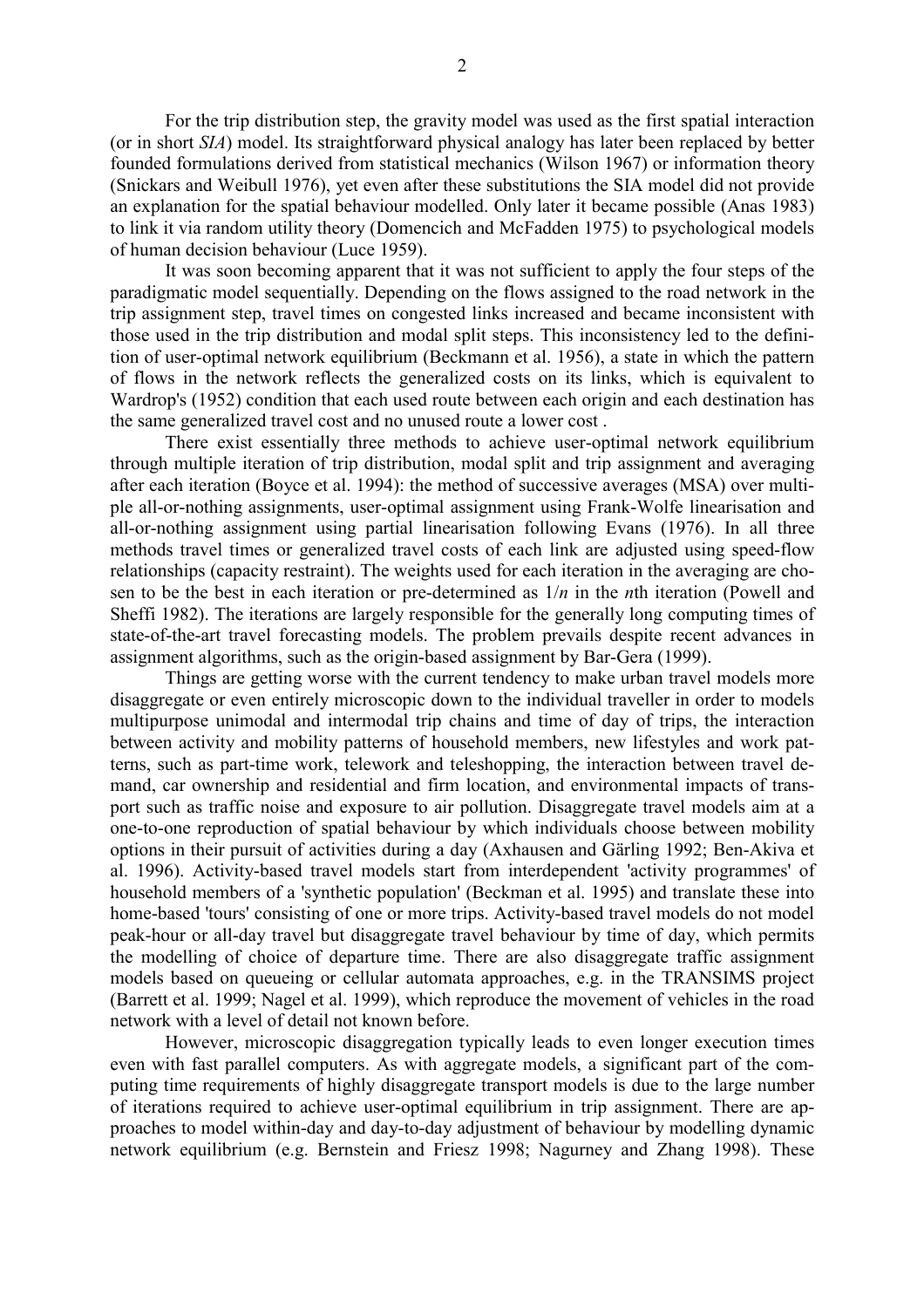For the trip distribution step, the gravity model was used as the first spatial interaction (or in short *SIA*) model. Its straightforward physical analogy has later been replaced by better founded formulations derived from statistical mechanics (Wilson 1967) or information theory (Snickars and Weibull 1976), yet even after these substitutions the SIA model did not provide an explanation for the spatial behaviour modelled. Only later it became possible (Anas 1983) to link it via random utility theory (Domencich and McFadden 1975) to psychological models of human decision behaviour (Luce 1959).

It was soon becoming apparent that it was not sufficient to apply the four steps of the paradigmatic model sequentially. Depending on the flows assigned to the road network in the trip assignment step, travel times on congested links increased and became inconsistent with those used in the trip distribution and modal split steps. This inconsistency led to the definition of user-optimal network equilibrium (Beckmann et al. 1956), a state in which the pattern of flows in the network reflects the generalized costs on its links, which is equivalent to Wardrop's (1952) condition that each used route between each origin and each destination has the same generalized travel cost and no unused route a lower cost .

There exist essentially three methods to achieve user-optimal network equilibrium through multiple iteration of trip distribution, modal split and trip assignment and averaging after each iteration (Boyce et al. 1994): the method of successive averages (MSA) over multiple all-or-nothing assignments, user-optimal assignment using Frank-Wolfe linearisation and all-or-nothing assignment using partial linearisation following Evans (1976). In all three methods travel times or generalized travel costs of each link are adjusted using speed-flow relationships (capacity restraint). The weights used for each iteration in the averaging are chosen to be the best in each iteration or pre-determined as $1/n$ in the $n$th iteration (Powell and Sheffi 1982). The iterations are largely responsible for the generally long computing times of state-of-the-art travel forecasting models. The problem prevails despite recent advances in assignment algorithms, such as the origin-based assignment by Bar-Gera (1999).

Things are getting worse with the current tendency to make urban travel models more disaggregate or even entirely microscopic down to the individual traveller in order to models multipurpose unimodal and intermodal trip chains and time of day of trips, the interaction between activity and mobility patterns of household members, new lifestyles and work patterns, such as part-time work, telework and teleshopping, the interaction between travel demand, car ownership and residential and firm location, and environmental impacts of transport such as traffic noise and exposure to air pollution. Disaggregate travel models aim at a one-to-one reproduction of spatial behaviour by which individuals choose between mobility options in their pursuit of activities during a day (Axhausen and Gärling 1992; Ben-Akiva et al. 1996). Activity-based travel models start from interdependent 'activity programmes' of household members of a 'synthetic population' (Beckman et al. 1995) and translate these into home-based 'tours' consisting of one or more trips. Activity-based travel models do not model peak-hour or all-day travel but disaggregate travel behaviour by time of day, which permits the modelling of choice of departure time. There are also disaggregate traffic assignment models based on queueing or cellular automata approaches, e.g. in the TRANSIMS project (Barrett et al. 1999; Nagel et al. 1999), which reproduce the movement of vehicles in the road network with a level of detail not known before.

However, microscopic disaggregation typically leads to even longer execution times even with fast parallel computers. As with aggregate models, a significant part of the computing time requirements of highly disaggregate transport models is due to the large number of iterations required to achieve user-optimal equilibrium in trip assignment. There are approaches to model within-day and day-to-day adjustment of behaviour by modelling dynamic network equilibrium (e.g. Bernstein and Friesz 1998; Nagurney and Zhang 1998). These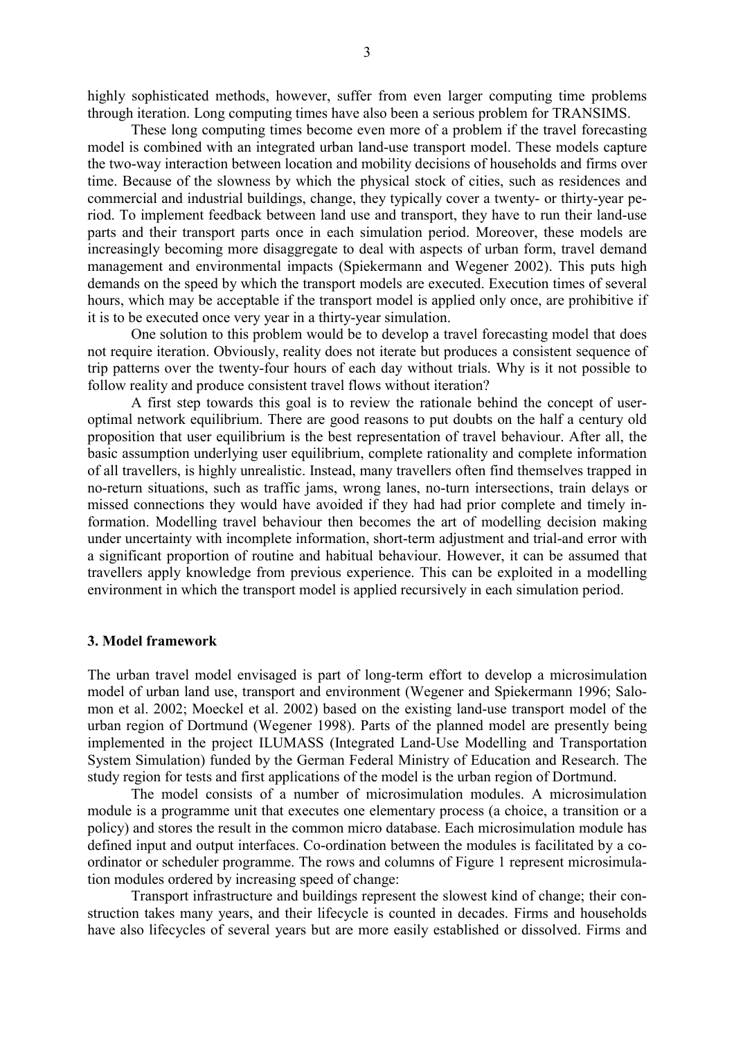highly sophisticated methods, however, suffer from even larger computing time problems through iteration. Long computing times have also been a serious problem for TRANSIMS.

These long computing times become even more of a problem if the travel forecasting model is combined with an integrated urban land-use transport model. These models capture the two-way interaction between location and mobility decisions of households and firms over time. Because of the slowness by which the physical stock of cities, such as residences and commercial and industrial buildings, change, they typically cover a twenty- or thirty-year period. To implement feedback between land use and transport, they have to run their land-use parts and their transport parts once in each simulation period. Moreover, these models are increasingly becoming more disaggregate to deal with aspects of urban form, travel demand management and environmental impacts (Spiekermann and Wegener 2002). This puts high demands on the speed by which the transport models are executed. Execution times of several hours, which may be acceptable if the transport model is applied only once, are prohibitive if it is to be executed once very year in a thirty-year simulation.

One solution to this problem would be to develop a travel forecasting model that does not require iteration. Obviously, reality does not iterate but produces a consistent sequence of trip patterns over the twenty-four hours of each day without trials. Why is it not possible to follow reality and produce consistent travel flows without iteration?

A first step towards this goal is to review the rationale behind the concept of user-optimal network equilibrium. There are good reasons to put doubts on the half a century old proposition that user equilibrium is the best representation of travel behaviour. After all, the basic assumption underlying user equilibrium, complete rationality and complete information of all travellers, is highly unrealistic. Instead, many travellers often find themselves trapped in no-return situations, such as traffic jams, wrong lanes, no-turn intersections, train delays or missed connections they would have avoided if they had had prior complete and timely information. Modelling travel behaviour then becomes the art of modelling decision making under uncertainty with incomplete information, short-term adjustment and trial-and error with a significant proportion of routine and habitual behaviour. However, it can be assumed that travellers apply knowledge from previous experience. This can be exploited in a modelling environment in which the transport model is applied recursively in each simulation period.

## 3. Model framework

The urban travel model envisaged is part of long-term effort to develop a microsimulation model of urban land use, transport and environment (Wegener and Spiekermann 1996; Salomon et al. 2002; Moeckel et al. 2002) based on the existing land-use transport model of the urban region of Dortmund (Wegener 1998). Parts of the planned model are presently being implemented in the project ILUMASS (Integrated Land-Use Modelling and Transportation System Simulation) funded by the German Federal Ministry of Education and Research. The study region for tests and first applications of the model is the urban region of Dortmund.

The model consists of a number of microsimulation modules. A microsimulation module is a programme unit that executes one elementary process (a choice, a transition or a policy) and stores the result in the common micro database. Each microsimulation module has defined input and output interfaces. Co-ordination between the modules is facilitated by a co-ordinator or scheduler programme. The rows and columns of Figure 1 represent microsimulation modules ordered by increasing speed of change:

Transport infrastructure and buildings represent the slowest kind of change; their construction takes many years, and their lifecycle is counted in decades. Firms and households have also lifecycles of several years but are more easily established or dissolved. Firms and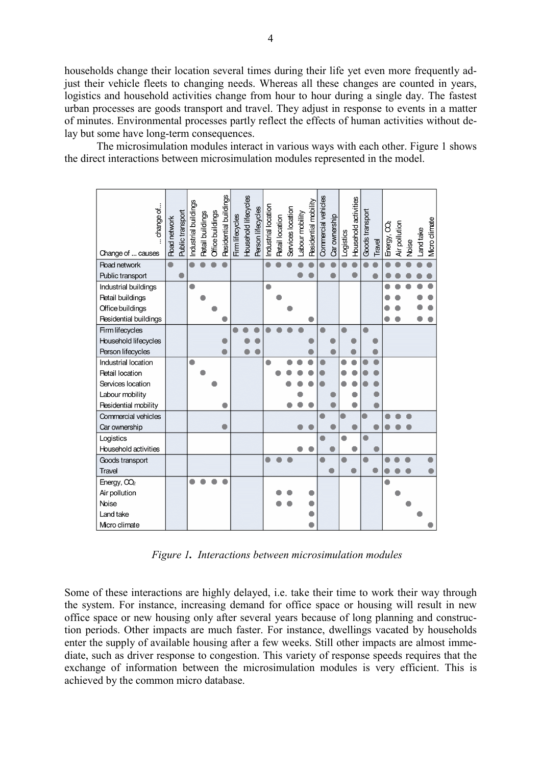households change their location several times during their life yet even more frequently adjust their vehicle fleets to changing needs. Whereas all these changes are counted in years, logistics and household activities change from hour to hour during a single day. The fastest urban processes are goods transport and travel. They adjust in response to events in a matter of minutes. Environmental processes partly reflect the effects of human activities without delay but some have long-term consequences.

The microsimulation modules interact in various ways with each other. Figure 1 shows the direct interactions between microsimulation modules represented in the model.

| Change of ... causes / ... change of... | Road network | Public transport | Industrial buildings | Retail buildings | Office buildings | Residential buildings | Firm lifecycles | Household lifecycles | Person lifecycles | Industrial location | Retail location | Services location | Labour mobility | Residential mobility | Commercial vehicles | Car ownership | Logistics | Household activities | Goods transport | Travel | Energy, $CO_2$ | Air pollution | Noise | Land take | Micro climate |
|---|---|---|---|---|---|---|---|---|---|---|---|---|---|---|---|---|---|---|---|---|---|---|---|---|---|
| Road network | ● | | ● | ● | ● | ● | | | | ● | ● | ● | ● | ● | ● | ● | ● | ● | ● | ● | ● | ● | ● | ● | ● |
| Public transport | | ● | | | | | | | | | | | ● | ● | | ● | | ● | | ● | ● | ● | ● | ● | ● |
| Industrial buildings | | | ● | | | | | | | ● | | | | | | | | | | | ● | ● | ● | ● | ● |
| Retail buildings | | | | ● | | | | | | | ● | | | | | | | | | | ● | ● | | ● | ● |
| Office buildings | | | | | ● | | | | | | | ● | | | | | | | | | ● | ● | | ● | ● |
| Residential buildings | | | | | | ● | | | | | | | | ● | | | | | | | ● | ● | | ● | ● |
| Firm lifecycles | | | | | | | ● | ● | ● | ● | ● | ● | ● | | ● | | ● | | ● | | | | | | |
| Household lifecycles | | | | | | ● | | ● | ● | | | | | ● | | ● | | ● | | ● | | | | | |
| Person lifecycles | | | | | | ● | | ● | ● | | | | | ● | | ● | | ● | | ● | | | | | |
| Industrial location | | | ● | | | | | | | ● | | ● | ● | ● | ● | | ● | ● | ● | ● | | | | | |
| Retail location | | | | ● | | | | | | | ● | ● | ● | ● | ● | | ● | ● | ● | ● | | | | | |
| Services location | | | | | ● | | | | | | | ● | ● | ● | ● | | ● | ● | ● | ● | | | | | |
| Labour mobility | | | | | | | | | | | | | ● | | | ● | | ● | | ● | | | | | |
| Residential mobility | | | | | | ● | | | | | | ● | ● | ● | | ● | | ● | | ● | | | | | |
| Commercial vehicles | | | | | | | | | | | | | | | ● | | ● | | ● | | ● | ● | ● | | |
| Car ownership | | | | | | ● | | | | | | | ● | ● | | ● | | ● | | ● | ● | ● | ● | | |
| Logistics | | | | | | | | | | | | | | | ● | | ● | | ● | | | | | | |
| Household activities | | | | | | | | | | | | | ● | ● | | ● | | ● | | ● | | | | | |
| Goods transport | | | | | | | | | | ● | ● | ● | | | ● | | ● | | ● | | ● | ● | ● | | ● |
| Travel | | | | | | | | | | | | | | | | ● | | ● | | ● | ● | ● | ● | | ● |
| Energy, $CO_2$ | | | ● | ● | ● | ● | | | | | | | | | | | | | | | ● | | | | |
| Air pollution | | | | | | | | | | | ● | ● | | ● | | | | | | | | ● | | | |
| Noise | | | | | | | | | | | ● | ● | | ● | | | | | | | | | ● | | |
| Land take | | | | | | | | | | | | | | ● | | | | | | | | | | ● | |
| Micro climate | | | | | | | | | | | | | | ● | | | | | | | | | | | ● |

*Figure 1. Interactions between microsimulation modules*

Some of these interactions are highly delayed, i.e. take their time to work their way through the system. For instance, increasing demand for office space or housing will result in new office space or new housing only after several years because of long planning and construction periods. Other impacts are much faster. For instance, dwellings vacated by households enter the supply of available housing after a few weeks. Still other impacts are almost immediate, such as driver response to congestion. This variety of response speeds requires that the exchange of information between the microsimulation modules is very efficient. This is achieved by the common micro database.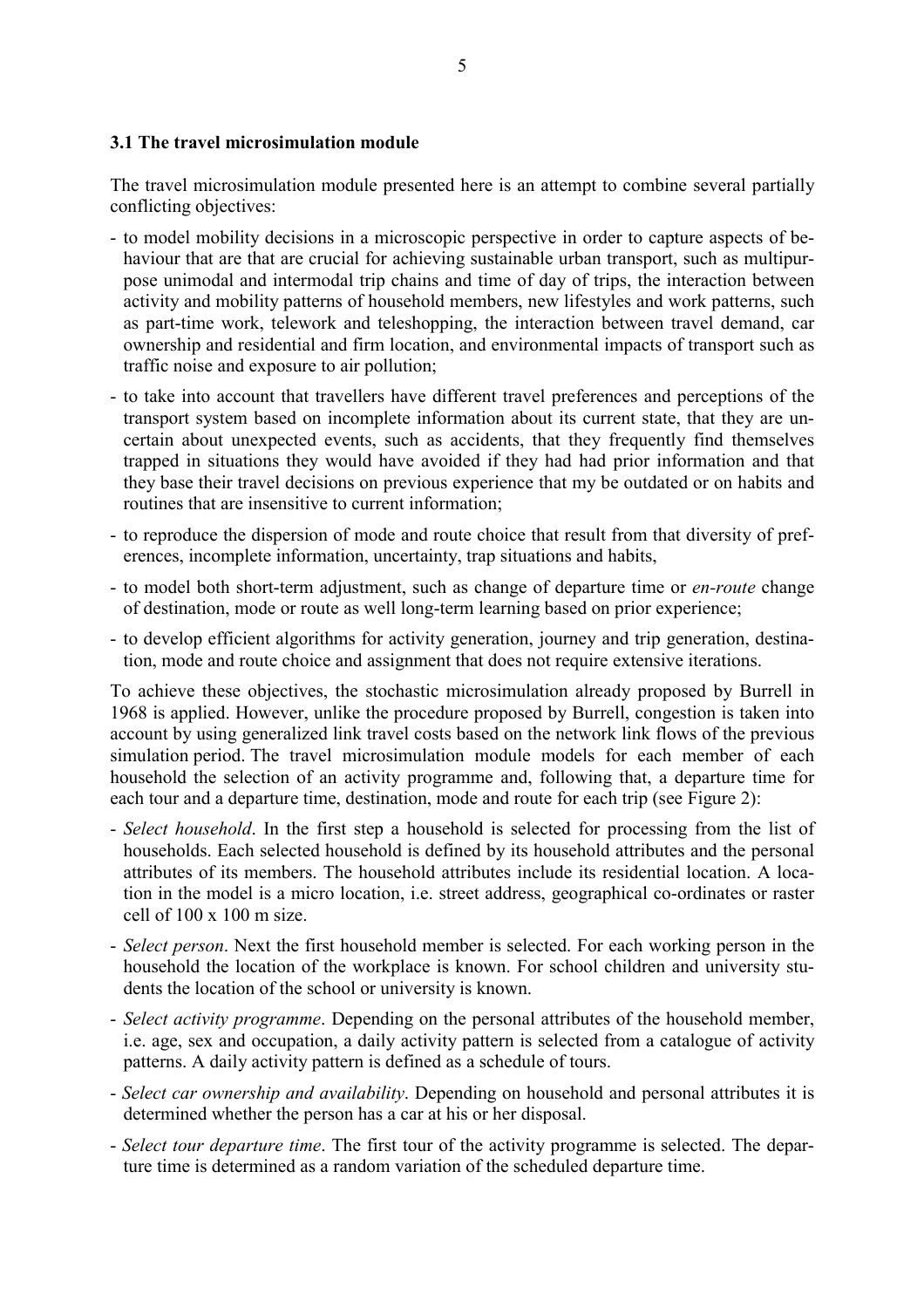### 3.1 The travel microsimulation module

The travel microsimulation module presented here is an attempt to combine several partially conflicting objectives:

- to model mobility decisions in a microscopic perspective in order to capture aspects of behaviour that are that are crucial for achieving sustainable urban transport, such as multipurpose unimodal and intermodal trip chains and time of day of trips, the interaction between activity and mobility patterns of household members, new lifestyles and work patterns, such as part-time work, telework and teleshopping, the interaction between travel demand, car ownership and residential and firm location, and environmental impacts of transport such as traffic noise and exposure to air pollution;
- to take into account that travellers have different travel preferences and perceptions of the transport system based on incomplete information about its current state, that they are uncertain about unexpected events, such as accidents, that they frequently find themselves trapped in situations they would have avoided if they had had prior information and that they base their travel decisions on previous experience that my be outdated or on habits and routines that are insensitive to current information;
- to reproduce the dispersion of mode and route choice that result from that diversity of preferences, incomplete information, uncertainty, trap situations and habits,
- to model both short-term adjustment, such as change of departure time or *en-route* change of destination, mode or route as well long-term learning based on prior experience;
- to develop efficient algorithms for activity generation, journey and trip generation, destination, mode and route choice and assignment that does not require extensive iterations.

To achieve these objectives, the stochastic microsimulation already proposed by Burrell in 1968 is applied. However, unlike the procedure proposed by Burrell, congestion is taken into account by using generalized link travel costs based on the network link flows of the previous simulation period. The travel microsimulation module models for each member of each household the selection of an activity programme and, following that, a departure time for each tour and a departure time, destination, mode and route for each trip (see Figure 2):

- *Select household*. In the first step a household is selected for processing from the list of households. Each selected household is defined by its household attributes and the personal attributes of its members. The household attributes include its residential location. A location in the model is a micro location, i.e. street address, geographical co-ordinates or raster cell of 100 x 100 m size.
- *Select person*. Next the first household member is selected. For each working person in the household the location of the workplace is known. For school children and university students the location of the school or university is known.
- *Select activity programme*. Depending on the personal attributes of the household member, i.e. age, sex and occupation, a daily activity pattern is selected from a catalogue of activity patterns. A daily activity pattern is defined as a schedule of tours.
- *Select car ownership and availability*. Depending on household and personal attributes it is determined whether the person has a car at his or her disposal.
- *Select tour departure time*. The first tour of the activity programme is selected. The departure time is determined as a random variation of the scheduled departure time.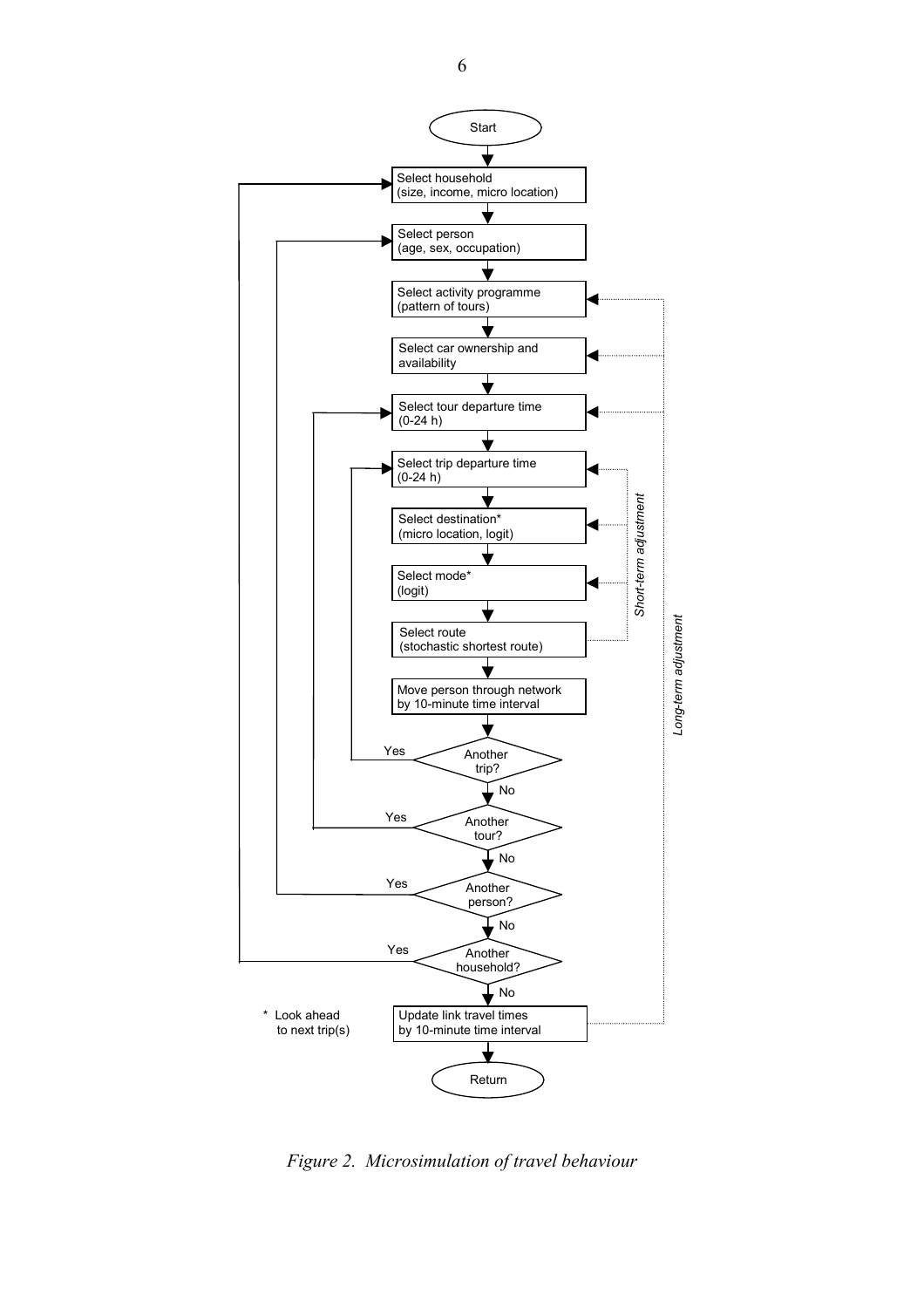Start

Select household
(size, income, micro location)

Select person
(age, sex, occupation)

Select activity programme
(pattern of tours)

Select car ownership and
availability

Select tour departure time
(0-24 h)

Select trip departure time
(0-24 h)

Select destination*
(micro location, logit)

Select mode*
(logit)

Select route
(stochastic shortest route)

Move person through network
by 10-minute time interval

Another trip? — Yes / No

Another tour? — Yes / No

Another person? — Yes / No

Another household? — Yes / No

Update link travel times
by 10-minute time interval

Return

*Short-term adjustment*

*Long-term adjustment*

\* Look ahead
to next trip(s)

*Figure 2. Microsimulation of travel behaviour*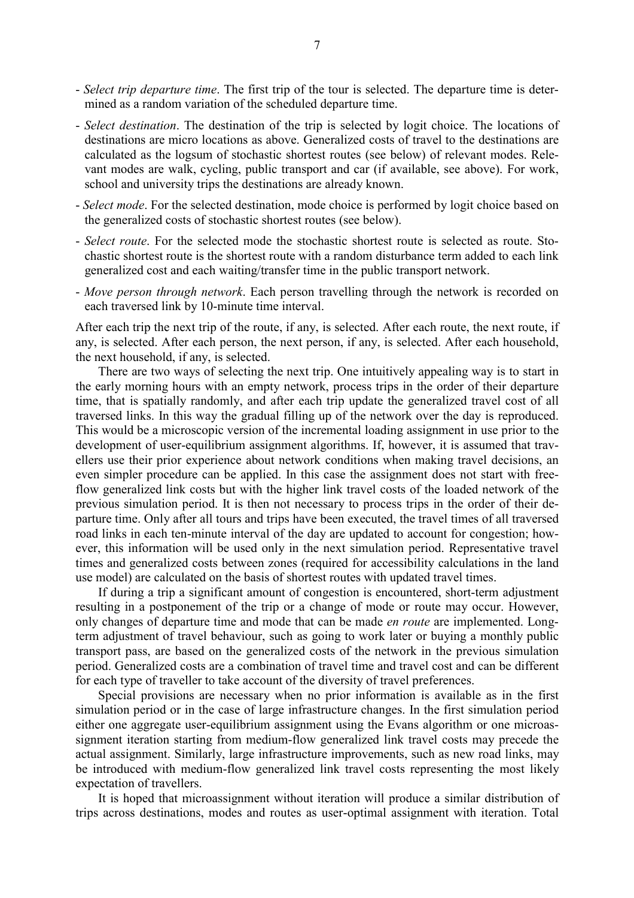- *Select trip departure time*. The first trip of the tour is selected. The departure time is determined as a random variation of the scheduled departure time.
- *Select destination*. The destination of the trip is selected by logit choice. The locations of destinations are micro locations as above. Generalized costs of travel to the destinations are calculated as the logsum of stochastic shortest routes (see below) of relevant modes. Relevant modes are walk, cycling, public transport and car (if available, see above). For work, school and university trips the destinations are already known.
- *Select mode*. For the selected destination, mode choice is performed by logit choice based on the generalized costs of stochastic shortest routes (see below).
- *Select route*. For the selected mode the stochastic shortest route is selected as route. Stochastic shortest route is the shortest route with a random disturbance term added to each link generalized cost and each waiting/transfer time in the public transport network.
- *Move person through network*. Each person travelling through the network is recorded on each traversed link by 10-minute time interval.

After each trip the next trip of the route, if any, is selected. After each route, the next route, if any, is selected. After each person, the next person, if any, is selected. After each household, the next household, if any, is selected.

There are two ways of selecting the next trip. One intuitively appealing way is to start in the early morning hours with an empty network, process trips in the order of their departure time, that is spatially randomly, and after each trip update the generalized travel cost of all traversed links. In this way the gradual filling up of the network over the day is reproduced. This would be a microscopic version of the incremental loading assignment in use prior to the development of user-equilibrium assignment algorithms. If, however, it is assumed that travellers use their prior experience about network conditions when making travel decisions, an even simpler procedure can be applied. In this case the assignment does not start with free-flow generalized link costs but with the higher link travel costs of the loaded network of the previous simulation period. It is then not necessary to process trips in the order of their departure time. Only after all tours and trips have been executed, the travel times of all traversed road links in each ten-minute interval of the day are updated to account for congestion; however, this information will be used only in the next simulation period. Representative travel times and generalized costs between zones (required for accessibility calculations in the land use model) are calculated on the basis of shortest routes with updated travel times.

If during a trip a significant amount of congestion is encountered, short-term adjustment resulting in a postponement of the trip or a change of mode or route may occur. However, only changes of departure time and mode that can be made *en route* are implemented. Long-term adjustment of travel behaviour, such as going to work later or buying a monthly public transport pass, are based on the generalized costs of the network in the previous simulation period. Generalized costs are a combination of travel time and travel cost and can be different for each type of traveller to take account of the diversity of travel preferences.

Special provisions are necessary when no prior information is available as in the first simulation period or in the case of large infrastructure changes. In the first simulation period either one aggregate user-equilibrium assignment using the Evans algorithm or one microassignment iteration starting from medium-flow generalized link travel costs may precede the actual assignment. Similarly, large infrastructure improvements, such as new road links, may be introduced with medium-flow generalized link travel costs representing the most likely expectation of travellers.

It is hoped that microassignment without iteration will produce a similar distribution of trips across destinations, modes and routes as user-optimal assignment with iteration. Total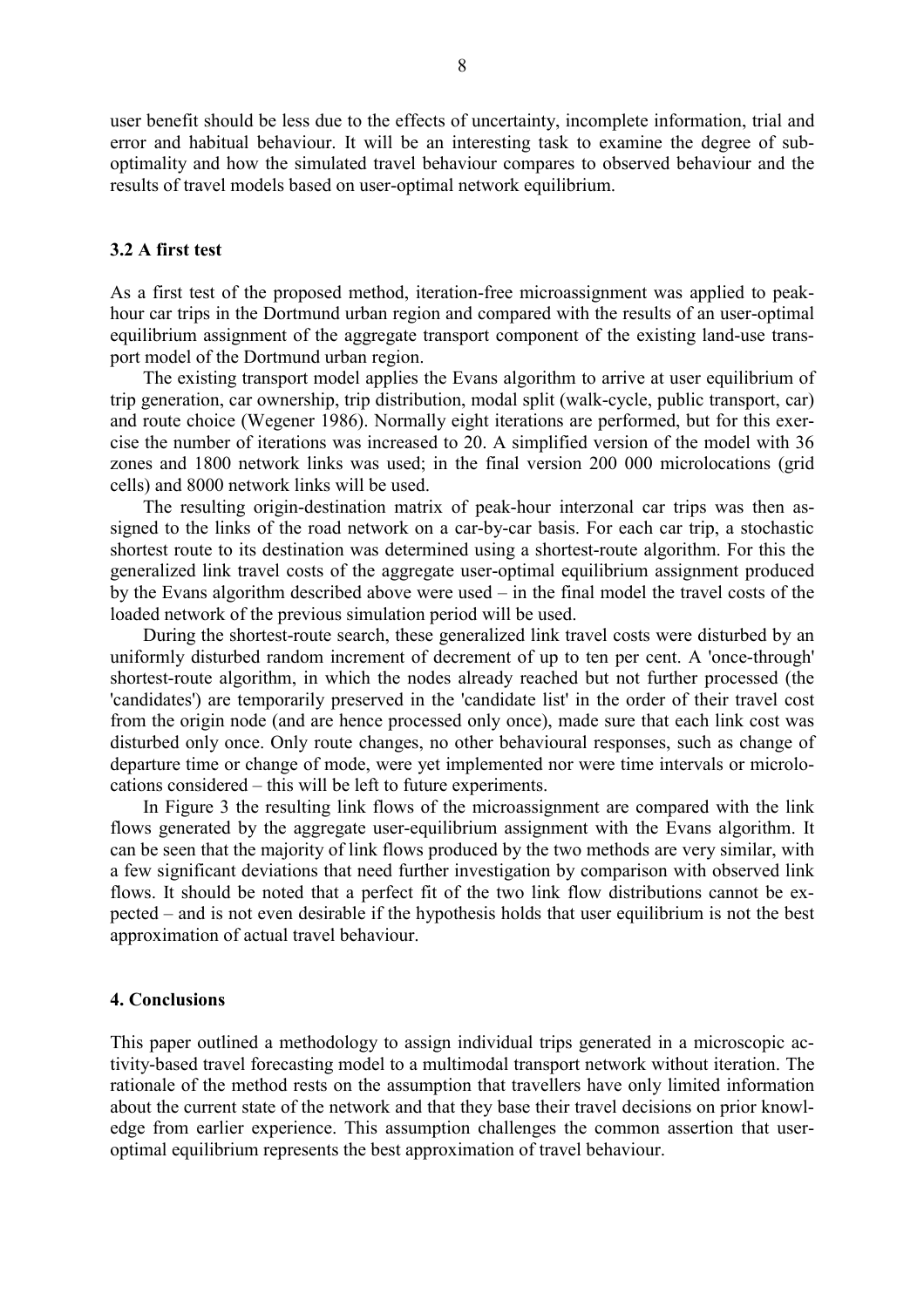user benefit should be less due to the effects of uncertainty, incomplete information, trial and error and habitual behaviour. It will be an interesting task to examine the degree of sub-optimality and how the simulated travel behaviour compares to observed behaviour and the results of travel models based on user-optimal network equilibrium.

### 3.2 A first test

As a first test of the proposed method, iteration-free microassignment was applied to peak-hour car trips in the Dortmund urban region and compared with the results of an user-optimal equilibrium assignment of the aggregate transport component of the existing land-use transport model of the Dortmund urban region.

The existing transport model applies the Evans algorithm to arrive at user equilibrium of trip generation, car ownership, trip distribution, modal split (walk-cycle, public transport, car) and route choice (Wegener 1986). Normally eight iterations are performed, but for this exercise the number of iterations was increased to 20. A simplified version of the model with 36 zones and 1800 network links was used; in the final version 200 000 microlocations (grid cells) and 8000 network links will be used.

The resulting origin-destination matrix of peak-hour interzonal car trips was then assigned to the links of the road network on a car-by-car basis. For each car trip, a stochastic shortest route to its destination was determined using a shortest-route algorithm. For this the generalized link travel costs of the aggregate user-optimal equilibrium assignment produced by the Evans algorithm described above were used – in the final model the travel costs of the loaded network of the previous simulation period will be used.

During the shortest-route search, these generalized link travel costs were disturbed by an uniformly disturbed random increment of decrement of up to ten per cent. A 'once-through' shortest-route algorithm, in which the nodes already reached but not further processed (the 'candidates') are temporarily preserved in the 'candidate list' in the order of their travel cost from the origin node (and are hence processed only once), made sure that each link cost was disturbed only once. Only route changes, no other behavioural responses, such as change of departure time or change of mode, were yet implemented nor were time intervals or microlocations considered – this will be left to future experiments.

In Figure 3 the resulting link flows of the microassignment are compared with the link flows generated by the aggregate user-equilibrium assignment with the Evans algorithm. It can be seen that the majority of link flows produced by the two methods are very similar, with a few significant deviations that need further investigation by comparison with observed link flows. It should be noted that a perfect fit of the two link flow distributions cannot be expected – and is not even desirable if the hypothesis holds that user equilibrium is not the best approximation of actual travel behaviour.

## 4. Conclusions

This paper outlined a methodology to assign individual trips generated in a microscopic activity-based travel forecasting model to a multimodal transport network without iteration. The rationale of the method rests on the assumption that travellers have only limited information about the current state of the network and that they base their travel decisions on prior knowledge from earlier experience. This assumption challenges the common assertion that user-optimal equilibrium represents the best approximation of travel behaviour.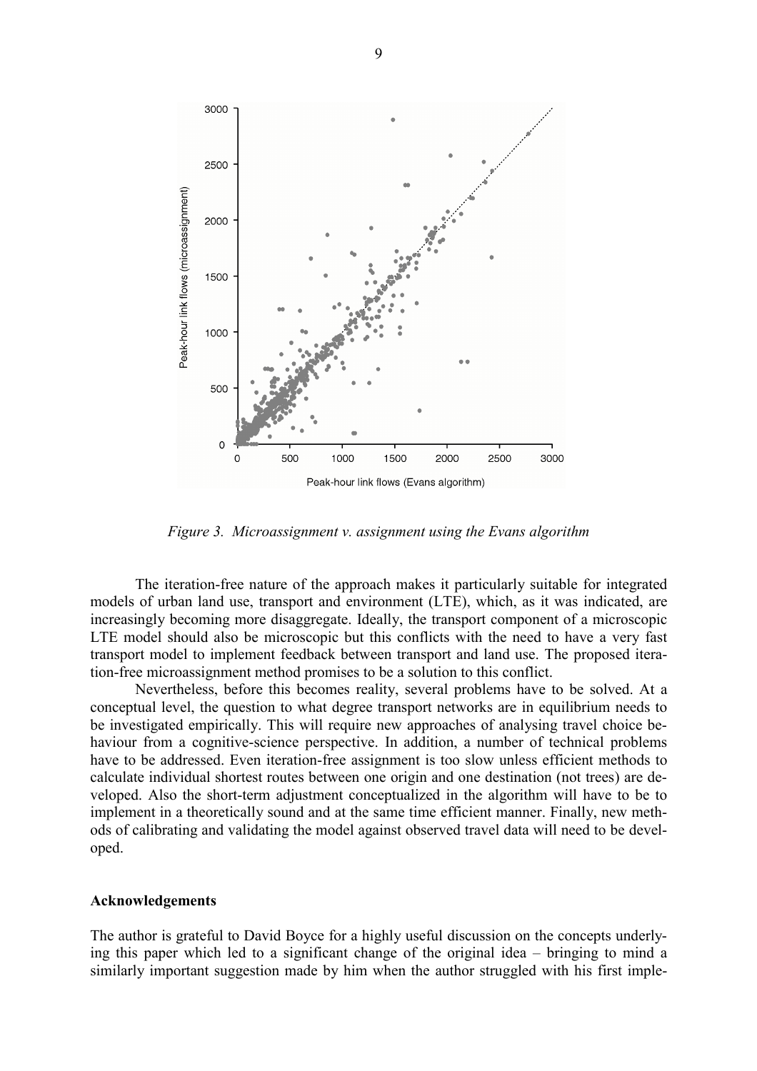*Figure 3. Microassignment v. assignment using the Evans algorithm*

The iteration-free nature of the approach makes it particularly suitable for integrated models of urban land use, transport and environment (LTE), which, as it was indicated, are increasingly becoming more disaggregate. Ideally, the transport component of a microscopic LTE model should also be microscopic but this conflicts with the need to have a very fast transport model to implement feedback between transport and land use. The proposed iteration-free microassignment method promises to be a solution to this conflict.

Nevertheless, before this becomes reality, several problems have to be solved. At a conceptual level, the question to what degree transport networks are in equilibrium needs to be investigated empirically. This will require new approaches of analysing travel choice behaviour from a cognitive-science perspective. In addition, a number of technical problems have to be addressed. Even iteration-free assignment is too slow unless efficient methods to calculate individual shortest routes between one origin and one destination (not trees) are developed. Also the short-term adjustment conceptualized in the algorithm will have to be to implement in a theoretically sound and at the same time efficient manner. Finally, new methods of calibrating and validating the model against observed travel data will need to be developed.

**Acknowledgements**

The author is grateful to David Boyce for a highly useful discussion on the concepts underlying this paper which led to a significant change of the original idea – bringing to mind a similarly important suggestion made by him when the author struggled with his first imple-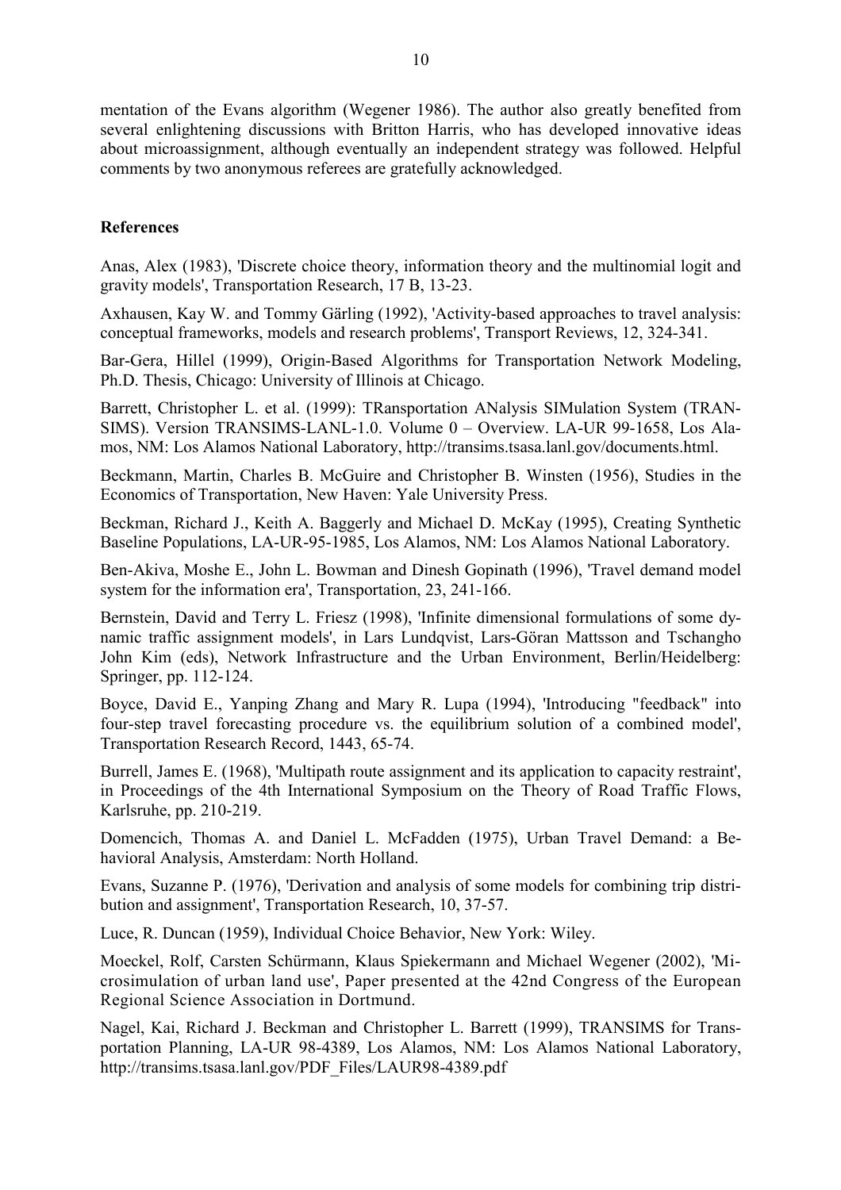mentation of the Evans algorithm (Wegener 1986). The author also greatly benefited from several enlightening discussions with Britton Harris, who has developed innovative ideas about microassignment, although eventually an independent strategy was followed. Helpful comments by two anonymous referees are gratefully acknowledged.

## References

Anas, Alex (1983), 'Discrete choice theory, information theory and the multinomial logit and gravity models', Transportation Research, 17 B, 13-23.

Axhausen, Kay W. and Tommy Gärling (1992), 'Activity-based approaches to travel analysis: conceptual frameworks, models and research problems', Transport Reviews, 12, 324-341.

Bar-Gera, Hillel (1999), Origin-Based Algorithms for Transportation Network Modeling, Ph.D. Thesis, Chicago: University of Illinois at Chicago.

Barrett, Christopher L. et al. (1999): TRansportation ANalysis SIMulation System (TRANSIMS). Version TRANSIMS-LANL-1.0. Volume 0 – Overview. LA-UR 99-1658, Los Alamos, NM: Los Alamos National Laboratory, http://transims.tsasa.lanl.gov/documents.html.

Beckmann, Martin, Charles B. McGuire and Christopher B. Winsten (1956), Studies in the Economics of Transportation, New Haven: Yale University Press.

Beckman, Richard J., Keith A. Baggerly and Michael D. McKay (1995), Creating Synthetic Baseline Populations, LA-UR-95-1985, Los Alamos, NM: Los Alamos National Laboratory.

Ben-Akiva, Moshe E., John L. Bowman and Dinesh Gopinath (1996), 'Travel demand model system for the information era', Transportation, 23, 241-166.

Bernstein, David and Terry L. Friesz (1998), 'Infinite dimensional formulations of some dynamic traffic assignment models', in Lars Lundqvist, Lars-Göran Mattsson and Tschangho John Kim (eds), Network Infrastructure and the Urban Environment, Berlin/Heidelberg: Springer, pp. 112-124.

Boyce, David E., Yanping Zhang and Mary R. Lupa (1994), 'Introducing "feedback" into four-step travel forecasting procedure vs. the equilibrium solution of a combined model', Transportation Research Record, 1443, 65-74.

Burrell, James E. (1968), 'Multipath route assignment and its application to capacity restraint', in Proceedings of the 4th International Symposium on the Theory of Road Traffic Flows, Karlsruhe, pp. 210-219.

Domencich, Thomas A. and Daniel L. McFadden (1975), Urban Travel Demand: a Behavioral Analysis, Amsterdam: North Holland.

Evans, Suzanne P. (1976), 'Derivation and analysis of some models for combining trip distribution and assignment', Transportation Research, 10, 37-57.

Luce, R. Duncan (1959), Individual Choice Behavior, New York: Wiley.

Moeckel, Rolf, Carsten Schürmann, Klaus Spiekermann and Michael Wegener (2002), 'Microsimulation of urban land use', Paper presented at the 42nd Congress of the European Regional Science Association in Dortmund.

Nagel, Kai, Richard J. Beckman and Christopher L. Barrett (1999), TRANSIMS for Transportation Planning, LA-UR 98-4389, Los Alamos, NM: Los Alamos National Laboratory, http://transims.tsasa.lanl.gov/PDF_Files/LAUR98-4389.pdf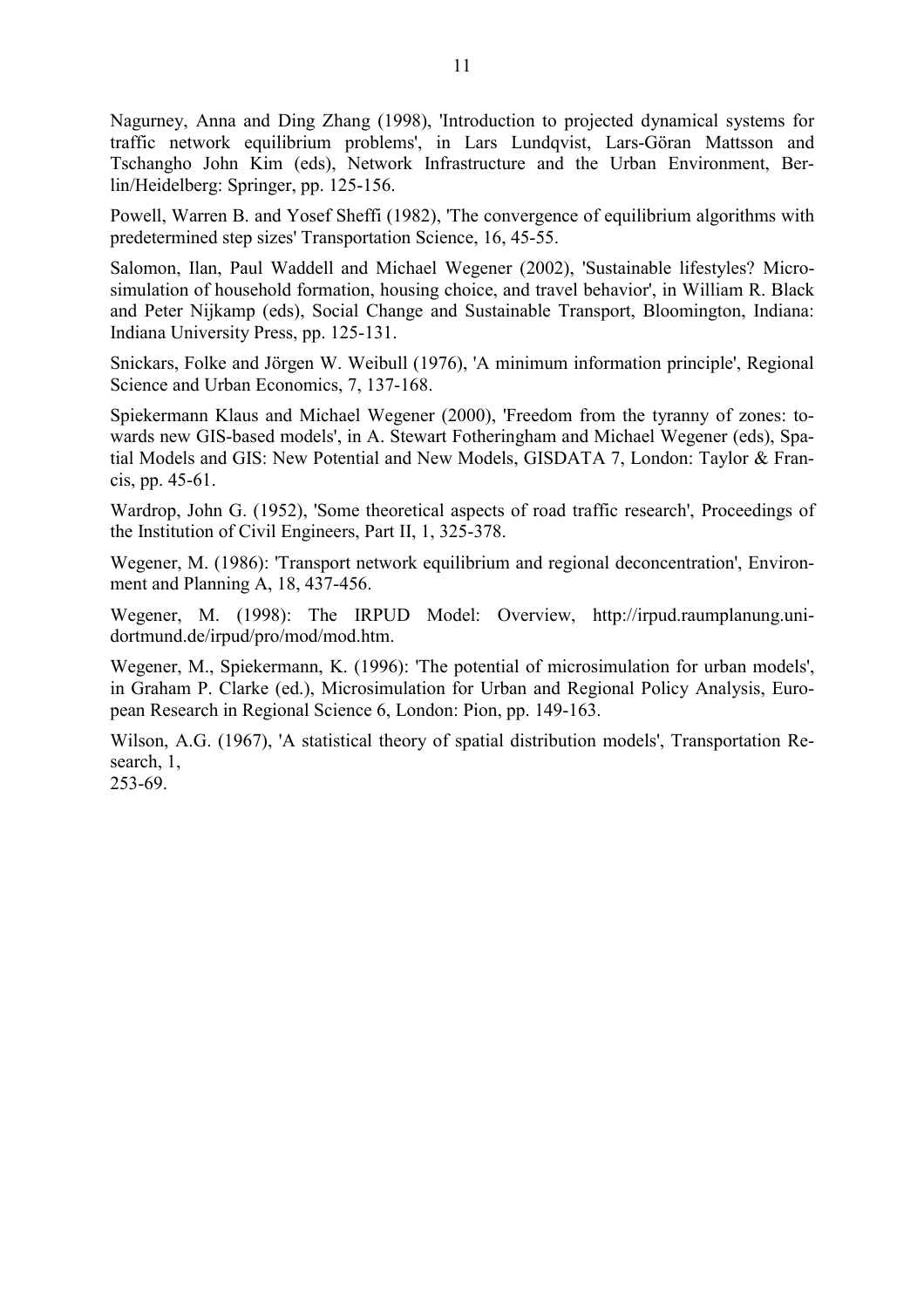Nagurney, Anna and Ding Zhang (1998), 'Introduction to projected dynamical systems for traffic network equilibrium problems', in Lars Lundqvist, Lars-Göran Mattsson and Tschangho John Kim (eds), Network Infrastructure and the Urban Environment, Berlin/Heidelberg: Springer, pp. 125-156.

Powell, Warren B. and Yosef Sheffi (1982), 'The convergence of equilibrium algorithms with predetermined step sizes' Transportation Science, 16, 45-55.

Salomon, Ilan, Paul Waddell and Michael Wegener (2002), 'Sustainable lifestyles? Microsimulation of household formation, housing choice, and travel behavior', in William R. Black and Peter Nijkamp (eds), Social Change and Sustainable Transport, Bloomington, Indiana: Indiana University Press, pp. 125-131.

Snickars, Folke and Jörgen W. Weibull (1976), 'A minimum information principle', Regional Science and Urban Economics, 7, 137-168.

Spiekermann Klaus and Michael Wegener (2000), 'Freedom from the tyranny of zones: towards new GIS-based models', in A. Stewart Fotheringham and Michael Wegener (eds), Spatial Models and GIS: New Potential and New Models, GISDATA 7, London: Taylor & Francis, pp. 45-61.

Wardrop, John G. (1952), 'Some theoretical aspects of road traffic research', Proceedings of the Institution of Civil Engineers, Part II, 1, 325-378.

Wegener, M. (1986): 'Transport network equilibrium and regional deconcentration', Environment and Planning A, 18, 437-456.

Wegener, M. (1998): The IRPUD Model: Overview, http://irpud.raumplanung.uni-dortmund.de/irpud/pro/mod/mod.htm.

Wegener, M., Spiekermann, K. (1996): 'The potential of microsimulation for urban models', in Graham P. Clarke (ed.), Microsimulation for Urban and Regional Policy Analysis, European Research in Regional Science 6, London: Pion, pp. 149-163.

Wilson, A.G. (1967), 'A statistical theory of spatial distribution models', Transportation Research, 1,
253-69.